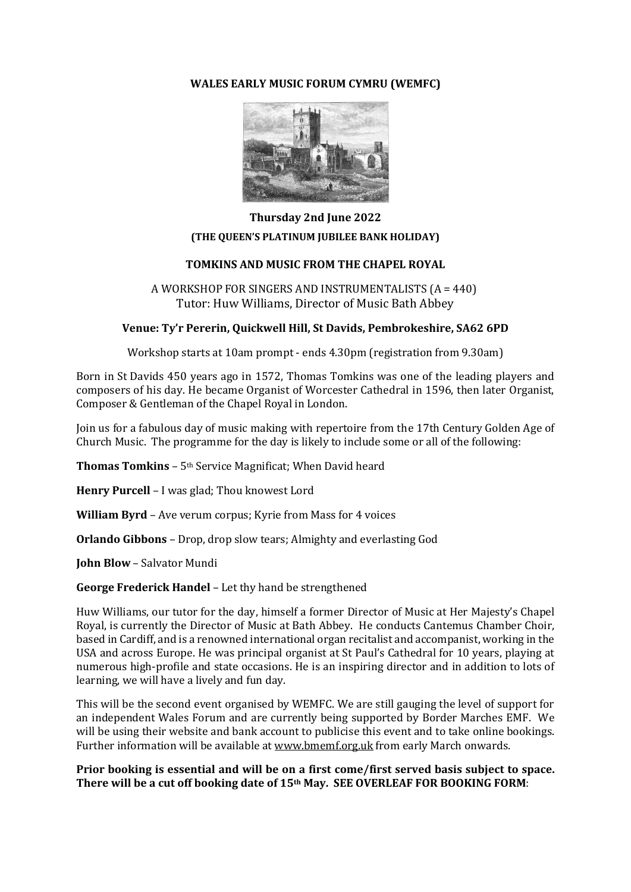# WALES EARLY MUSIC FORUM CYMRU (WEMFC)

## Thursday 2nd June 2022

**(THE QUEEN'S PLATINUM JUBILEE BANK HOLIDAY)**

## TOMKINS AND MUSIC FROM THE CHAPEL ROYAL

A WORKSHOP FOR SINGERS AND INSTRUMENTALISTS (A = 440)
Tutor: Huw Williams, Director of Music Bath Abbey

**Venue: Ty'r Pererin, Quickwell Hill, St Davids, Pembrokeshire, SA62 6PD**

Workshop starts at 10am prompt - ends 4.30pm (registration from 9.30am)

Born in St Davids 450 years ago in 1572, Thomas Tomkins was one of the leading players and composers of his day. He became Organist of Worcester Cathedral in 1596, then later Organist, Composer & Gentleman of the Chapel Royal in London.

Join us for a fabulous day of music making with repertoire from the 17th Century Golden Age of Church Music. The programme for the day is likely to include some or all of the following:

**Thomas Tomkins** – 5th Service Magnificat; When David heard

**Henry Purcell** – I was glad; Thou knowest Lord

**William Byrd** – Ave verum corpus; Kyrie from Mass for 4 voices

**Orlando Gibbons** – Drop, drop slow tears; Almighty and everlasting God

**John Blow** – Salvator Mundi

**George Frederick Handel** – Let thy hand be strengthened

Huw Williams, our tutor for the day, himself a former Director of Music at Her Majesty's Chapel Royal, is currently the Director of Music at Bath Abbey. He conducts Cantemus Chamber Choir, based in Cardiff, and is a renowned international organ recitalist and accompanist, working in the USA and across Europe. He was principal organist at St Paul's Cathedral for 10 years, playing at numerous high-profile and state occasions. He is an inspiring director and in addition to lots of learning, we will have a lively and fun day.

This will be the second event organised by WEMFC. We are still gauging the level of support for an independent Wales Forum and are currently being supported by Border Marches EMF. We will be using their website and bank account to publicise this event and to take online bookings. Further information will be available at www.bmemf.org.uk from early March onwards.

**Prior booking is essential and will be on a first come/first served basis subject to space. There will be a cut off booking date of 15th May. SEE OVERLEAF FOR BOOKING FORM**: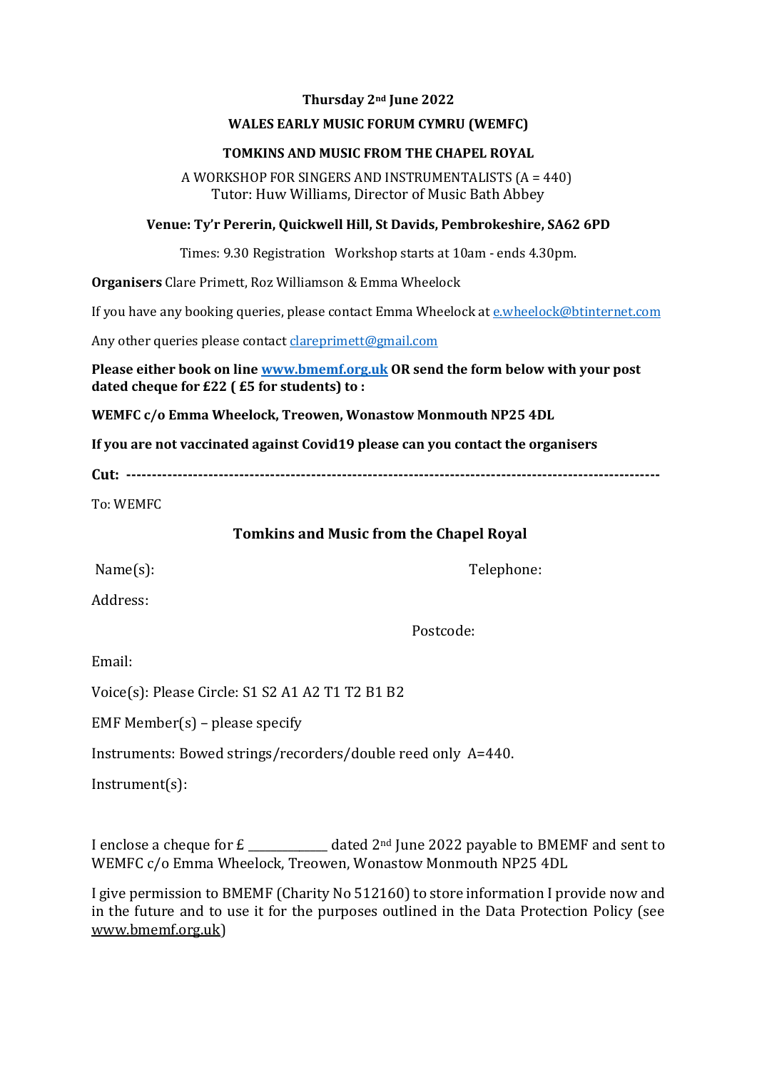**Thursday 2nd June 2022**

**WALES EARLY MUSIC FORUM CYMRU (WEMFC)**

**TOMKINS AND MUSIC FROM THE CHAPEL ROYAL**

A WORKSHOP FOR SINGERS AND INSTRUMENTALISTS (A = 440)
Tutor: Huw Williams, Director of Music Bath Abbey

**Venue: Ty'r Pererin, Quickwell Hill, St Davids, Pembrokeshire, SA62 6PD**

Times: 9.30 Registration Workshop starts at 10am - ends 4.30pm.

**Organisers** Clare Primett, Roz Williamson & Emma Wheelock

If you have any booking queries, please contact Emma Wheelock at e.wheelock@btinternet.com

Any other queries please contact clareprimett@gmail.com

**Please either book on line www.bmemf.org.uk OR send the form below with your post dated cheque for £22 ( £5 for students) to :**

**WEMFC c/o Emma Wheelock, Treowen, Wonastow Monmouth NP25 4DL**

**If you are not vaccinated against Covid19 please can you contact the organisers**

**Cut: -----------------------------------------------------------------------------------------------------**

To: WEMFC

**Tomkins and Music from the Chapel Royal**

Name(s): Telephone:

Address:

Postcode:

Email:

Voice(s): Please Circle: S1 S2 A1 A2 T1 T2 B1 B2

EMF Member(s) – please specify

Instruments: Bowed strings/recorders/double reed only A=440.

Instrument(s):

I enclose a cheque for £ ____________ dated 2nd June 2022 payable to BMEMF and sent to WEMFC c/o Emma Wheelock, Treowen, Wonastow Monmouth NP25 4DL

I give permission to BMEMF (Charity No 512160) to store information I provide now and in the future and to use it for the purposes outlined in the Data Protection Policy (see www.bmemf.org.uk)